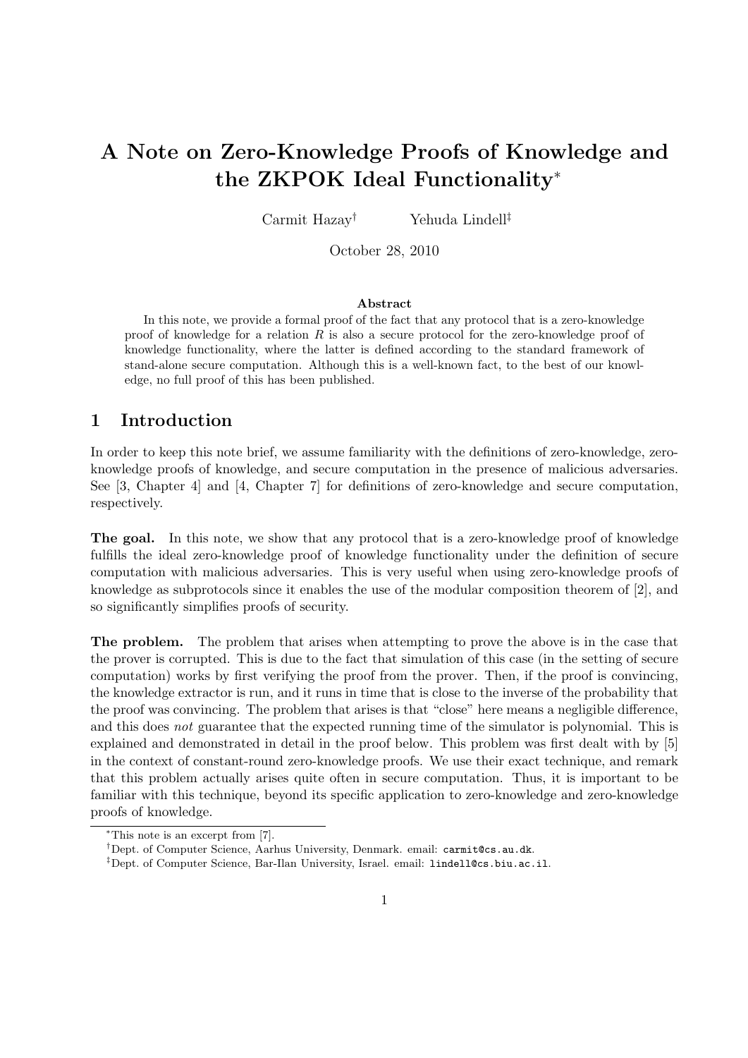# A Note on Zero-Knowledge Proofs of Knowledge and the ZKPOK Ideal Functionality*

Carmit Hazay† Yehuda Lindell‡

October 28, 2010

### Abstract

In this note, we provide a formal proof of the fact that any protocol that is a zero-knowledge proof of knowledge for a relation $R$ is also a secure protocol for the zero-knowledge proof of knowledge functionality, where the latter is defined according to the standard framework of stand-alone secure computation. Although this is a well-known fact, to the best of our knowledge, no full proof of this has been published.

## 1 Introduction

In order to keep this note brief, we assume familiarity with the definitions of zero-knowledge, zero-knowledge proofs of knowledge, and secure computation in the presence of malicious adversaries. See [3, Chapter 4] and [4, Chapter 7] for definitions of zero-knowledge and secure computation, respectively.

**The goal.** In this note, we show that any protocol that is a zero-knowledge proof of knowledge fulfills the ideal zero-knowledge proof of knowledge functionality under the definition of secure computation with malicious adversaries. This is very useful when using zero-knowledge proofs of knowledge as subprotocols since it enables the use of the modular composition theorem of [2], and so significantly simplifies proofs of security.

**The problem.** The problem that arises when attempting to prove the above is in the case that the prover is corrupted. This is due to the fact that simulation of this case (in the setting of secure computation) works by first verifying the proof from the prover. Then, if the proof is convincing, the knowledge extractor is run, and it runs in time that is close to the inverse of the probability that the proof was convincing. The problem that arises is that "close" here means a negligible difference, and this does *not* guarantee that the expected running time of the simulator is polynomial. This is explained and demonstrated in detail in the proof below. This problem was first dealt with by [5] in the context of constant-round zero-knowledge proofs. We use their exact technique, and remark that this problem actually arises quite often in secure computation. Thus, it is important to be familiar with this technique, beyond its specific application to zero-knowledge and zero-knowledge proofs of knowledge.

*This note is an excerpt from [7].

†Dept. of Computer Science, Aarhus University, Denmark. email: carmit@cs.au.dk.

‡Dept. of Computer Science, Bar-Ilan University, Israel. email: lindell@cs.biu.ac.il.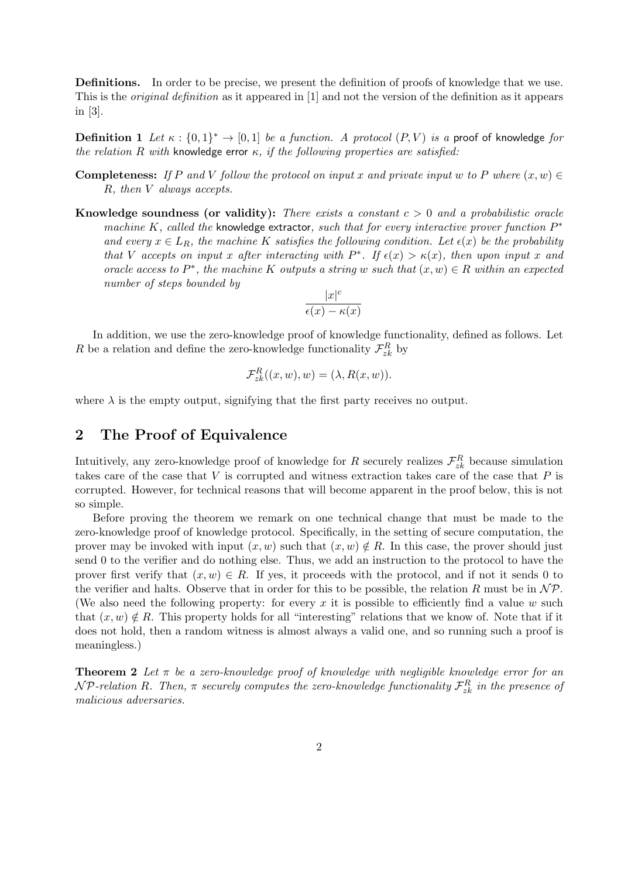**Definitions.** In order to be precise, we present the definition of proofs of knowledge that we use. This is the *original definition* as it appeared in [1] and not the version of the definition as it appears in [3].

**Definition 1** *Let $\kappa : \{0,1\}^* \to [0,1]$ be a function. A protocol $(P, V)$ is a* proof of knowledge *for the relation $R$ with* knowledge error *$\kappa$, if the following properties are satisfied:*

**Completeness:** *If $P$ and $V$ follow the protocol on input $x$ and private input $w$ to $P$ where $(x, w) \in R$, then $V$ always accepts.*

**Knowledge soundness (or validity):** *There exists a constant $c > 0$ and a probabilistic oracle machine $K$, called the* knowledge extractor*, such that for every interactive prover function $P^*$ and every $x \in L_R$, the machine $K$ satisfies the following condition. Let $\epsilon(x)$ be the probability that $V$ accepts on input $x$ after interacting with $P^*$. If $\epsilon(x) > \kappa(x)$, then upon input $x$ and oracle access to $P^*$, the machine $K$ outputs a string $w$ such that $(x, w) \in R$ within an expected number of steps bounded by*

$$\frac{|x|^c}{\epsilon(x) - \kappa(x)}$$

In addition, we use the zero-knowledge proof of knowledge functionality, defined as follows. Let $R$ be a relation and define the zero-knowledge functionality $\mathcal{F}_{zk}^R$ by

$$\mathcal{F}_{zk}^R((x, w), w) = (\lambda, R(x, w)).$$

where $\lambda$ is the empty output, signifying that the first party receives no output.

## 2 The Proof of Equivalence

Intuitively, any zero-knowledge proof of knowledge for $R$ securely realizes $\mathcal{F}_{zk}^R$ because simulation takes care of the case that $V$ is corrupted and witness extraction takes care of the case that $P$ is corrupted. However, for technical reasons that will become apparent in the proof below, this is not so simple.

Before proving the theorem we remark on one technical change that must be made to the zero-knowledge proof of knowledge protocol. Specifically, in the setting of secure computation, the prover may be invoked with input $(x, w)$ such that $(x, w) \notin R$. In this case, the prover should just send 0 to the verifier and do nothing else. Thus, we add an instruction to the protocol to have the prover first verify that $(x, w) \in R$. If yes, it proceeds with the protocol, and if not it sends 0 to the verifier and halts. Observe that in order for this to be possible, the relation $R$ must be in $\mathcal{NP}$. (We also need the following property: for every $x$ it is possible to efficiently find a value $w$ such that $(x, w) \notin R$. This property holds for all "interesting" relations that we know of. Note that if it does not hold, then a random witness is almost always a valid one, and so running such a proof is meaningless.)

**Theorem 2** *Let $\pi$ be a zero-knowledge proof of knowledge with negligible knowledge error for an $\mathcal{NP}$-relation $R$. Then, $\pi$ securely computes the zero-knowledge functionality $\mathcal{F}_{zk}^R$ in the presence of malicious adversaries.*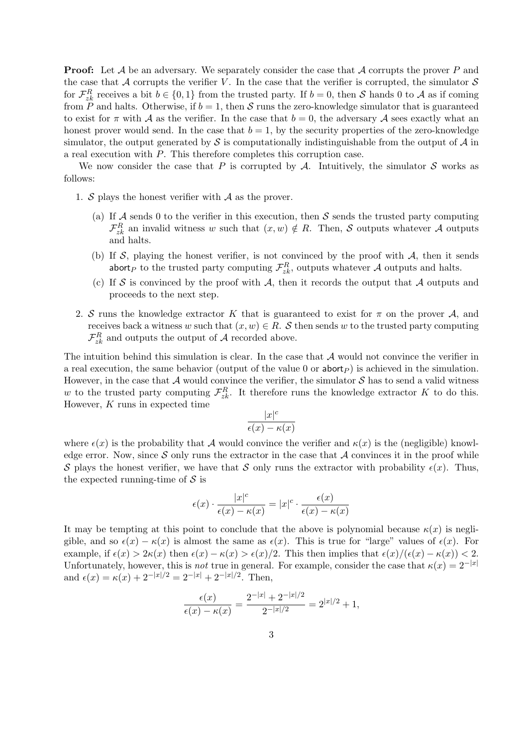**Proof:** Let $\mathcal{A}$ be an adversary. We separately consider the case that $\mathcal{A}$ corrupts the prover $P$ and the case that $\mathcal{A}$ corrupts the verifier $V$. In the case that the verifier is corrupted, the simulator $\mathcal{S}$ for $\mathcal{F}_{zk}^R$ receives a bit $b \in \{0,1\}$ from the trusted party. If $b = 0$, then $\mathcal{S}$ hands 0 to $\mathcal{A}$ as if coming from $P$ and halts. Otherwise, if $b = 1$, then $\mathcal{S}$ runs the zero-knowledge simulator that is guaranteed to exist for $\pi$ with $\mathcal{A}$ as the verifier. In the case that $b = 0$, the adversary $\mathcal{A}$ sees exactly what an honest prover would send. In the case that $b = 1$, by the security properties of the zero-knowledge simulator, the output generated by $\mathcal{S}$ is computationally indistinguishable from the output of $\mathcal{A}$ in a real execution with $P$. This therefore completes this corruption case.

We now consider the case that $P$ is corrupted by $\mathcal{A}$. Intuitively, the simulator $\mathcal{S}$ works as follows:

1. $\mathcal{S}$ plays the honest verifier with $\mathcal{A}$ as the prover.
   (a) If $\mathcal{A}$ sends 0 to the verifier in this execution, then $\mathcal{S}$ sends the trusted party computing $\mathcal{F}_{zk}^R$ an invalid witness $w$ such that $(x,w) \notin R$. Then, $\mathcal{S}$ outputs whatever $\mathcal{A}$ outputs and halts.
   (b) If $\mathcal{S}$, playing the honest verifier, is not convinced by the proof with $\mathcal{A}$, then it sends $\mathsf{abort}_P$ to the trusted party computing $\mathcal{F}_{zk}^R$, outputs whatever $\mathcal{A}$ outputs and halts.
   (c) If $\mathcal{S}$ is convinced by the proof with $\mathcal{A}$, then it records the output that $\mathcal{A}$ outputs and proceeds to the next step.
2. $\mathcal{S}$ runs the knowledge extractor $K$ that is guaranteed to exist for $\pi$ on the prover $\mathcal{A}$, and receives back a witness $w$ such that $(x,w) \in R$. $\mathcal{S}$ then sends $w$ to the trusted party computing $\mathcal{F}_{zk}^R$ and outputs the output of $\mathcal{A}$ recorded above.

The intuition behind this simulation is clear. In the case that $\mathcal{A}$ would not convince the verifier in a real execution, the same behavior (output of the value 0 or $\mathsf{abort}_P$) is achieved in the simulation. However, in the case that $\mathcal{A}$ would convince the verifier, the simulator $\mathcal{S}$ has to send a valid witness $w$ to the trusted party computing $\mathcal{F}_{zk}^R$. It therefore runs the knowledge extractor $K$ to do this. However, $K$ runs in expected time

$$\frac{|x|^c}{\epsilon(x) - \kappa(x)}$$

where $\epsilon(x)$ is the probability that $\mathcal{A}$ would convince the verifier and $\kappa(x)$ is the (negligible) knowledge error. Now, since $\mathcal{S}$ only runs the extractor in the case that $\mathcal{A}$ convinces it in the proof while $\mathcal{S}$ plays the honest verifier, we have that $\mathcal{S}$ only runs the extractor with probability $\epsilon(x)$. Thus, the expected running-time of $\mathcal{S}$ is

$$\epsilon(x) \cdot \frac{|x|^c}{\epsilon(x) - \kappa(x)} = |x|^c \cdot \frac{\epsilon(x)}{\epsilon(x) - \kappa(x)}$$

It may be tempting at this point to conclude that the above is polynomial because $\kappa(x)$ is negligible, and so $\epsilon(x) - \kappa(x)$ is almost the same as $\epsilon(x)$. This is true for "large" values of $\epsilon(x)$. For example, if $\epsilon(x) > 2\kappa(x)$ then $\epsilon(x) - \kappa(x) > \epsilon(x)/2$. This then implies that $\epsilon(x)/(\epsilon(x) - \kappa(x)) < 2$. Unfortunately, however, this is *not* true in general. For example, consider the case that $\kappa(x) = 2^{-|x|}$ and $\epsilon(x) = \kappa(x) + 2^{-|x|/2} = 2^{-|x|} + 2^{-|x|/2}$. Then,

$$\frac{\epsilon(x)}{\epsilon(x) - \kappa(x)} = \frac{2^{-|x|} + 2^{-|x|/2}}{2^{-|x|/2}} = 2^{|x|/2} + 1,$$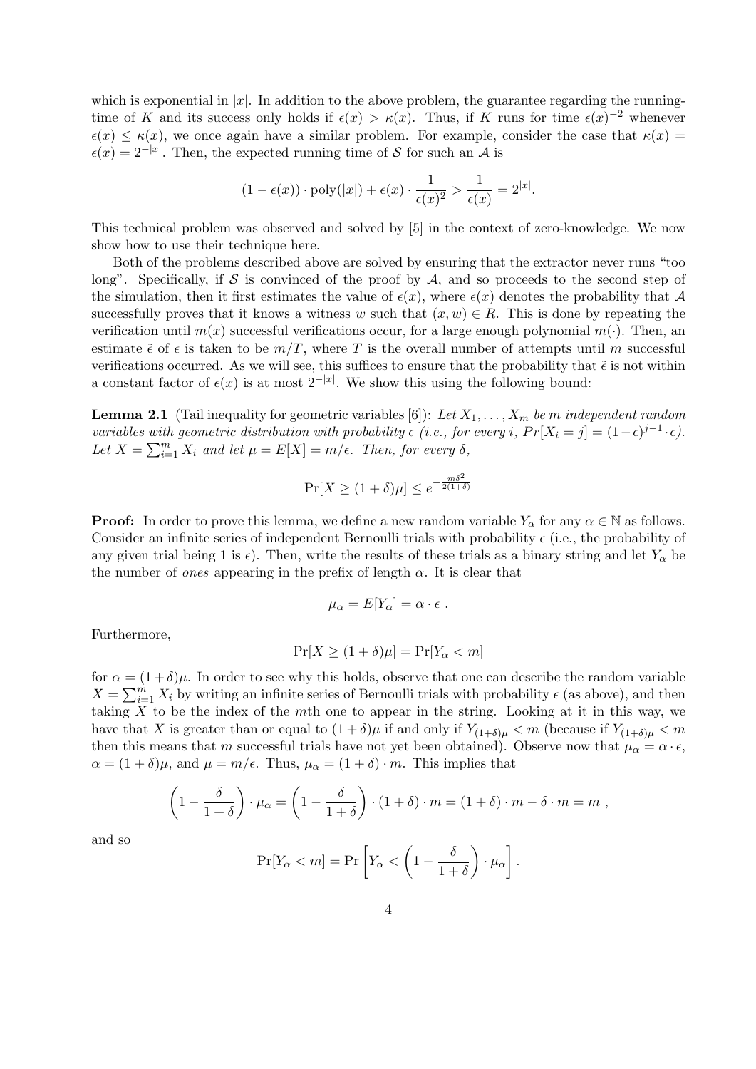which is exponential in $|x|$. In addition to the above problem, the guarantee regarding the running-time of $K$ and its success only holds if $\epsilon(x) > \kappa(x)$. Thus, if $K$ runs for time $\epsilon(x)^{-2}$ whenever $\epsilon(x) \le \kappa(x)$, we once again have a similar problem. For example, consider the case that $\kappa(x) = \epsilon(x) = 2^{-|x|}$. Then, the expected running time of $\mathcal{S}$ for such an $\mathcal{A}$ is

$$(1 - \epsilon(x)) \cdot \text{poly}(|x|) + \epsilon(x) \cdot \frac{1}{\epsilon(x)^2} > \frac{1}{\epsilon(x)} = 2^{|x|}.$$

This technical problem was observed and solved by [5] in the context of zero-knowledge. We now show how to use their technique here.

Both of the problems described above are solved by ensuring that the extractor never runs "too long". Specifically, if $\mathcal{S}$ is convinced of the proof by $\mathcal{A}$, and so proceeds to the second step of the simulation, then it first estimates the value of $\epsilon(x)$, where $\epsilon(x)$ denotes the probability that $\mathcal{A}$ successfully proves that it knows a witness $w$ such that $(x, w) \in R$. This is done by repeating the verification until $m(x)$ successful verifications occur, for a large enough polynomial $m(\cdot)$. Then, an estimate $\tilde{\epsilon}$ of $\epsilon$ is taken to be $m/T$, where $T$ is the overall number of attempts until $m$ successful verifications occurred. As we will see, this suffices to ensure that the probability that $\tilde{\epsilon}$ is not within a constant factor of $\epsilon(x)$ is at most $2^{-|x|}$. We show this using the following bound:

**Lemma 2.1** (Tail inequality for geometric variables [6]): *Let $X_1, \ldots, X_m$ be $m$ independent random variables with geometric distribution with probability $\epsilon$ (i.e., for every $i$, $Pr[X_i = j] = (1-\epsilon)^{j-1} \cdot \epsilon$). Let $X = \sum_{i=1}^m X_i$ and let $\mu = E[X] = m/\epsilon$. Then, for every $\delta$,*

$$\Pr[X \ge (1+\delta)\mu] \le e^{-\frac{m\delta^2}{2(1+\delta)}}$$

**Proof:** In order to prove this lemma, we define a new random variable $Y_\alpha$ for any $\alpha \in \mathbb{N}$ as follows. Consider an infinite series of independent Bernoulli trials with probability $\epsilon$ (i.e., the probability of any given trial being 1 is $\epsilon$). Then, write the results of these trials as a binary string and let $Y_\alpha$ be the number of *ones* appearing in the prefix of length $\alpha$. It is clear that

$$\mu_\alpha = E[Y_\alpha] = \alpha \cdot \epsilon \ .$$

Furthermore,

$$\Pr[X \ge (1+\delta)\mu] = \Pr[Y_\alpha < m]$$

for $\alpha = (1+\delta)\mu$. In order to see why this holds, observe that one can describe the random variable $X = \sum_{i=1}^m X_i$ by writing an infinite series of Bernoulli trials with probability $\epsilon$ (as above), and then taking $X$ to be the index of the $m$th one to appear in the string. Looking at it in this way, we have that $X$ is greater than or equal to $(1+\delta)\mu$ if and only if $Y_{(1+\delta)\mu} < m$ (because if $Y_{(1+\delta)\mu} < m$ then this means that $m$ successful trials have not yet been obtained). Observe now that $\mu_\alpha = \alpha \cdot \epsilon$, $\alpha = (1+\delta)\mu$, and $\mu = m/\epsilon$. Thus, $\mu_\alpha = (1+\delta) \cdot m$. This implies that

$$\left(1 - \frac{\delta}{1+\delta}\right) \cdot \mu_\alpha = \left(1 - \frac{\delta}{1+\delta}\right) \cdot (1+\delta) \cdot m = (1+\delta) \cdot m - \delta \cdot m = m \ ,$$

and so

$$\Pr[Y_\alpha < m] = \Pr\left[Y_\alpha < \left(1 - \frac{\delta}{1+\delta}\right) \cdot \mu_\alpha\right].$$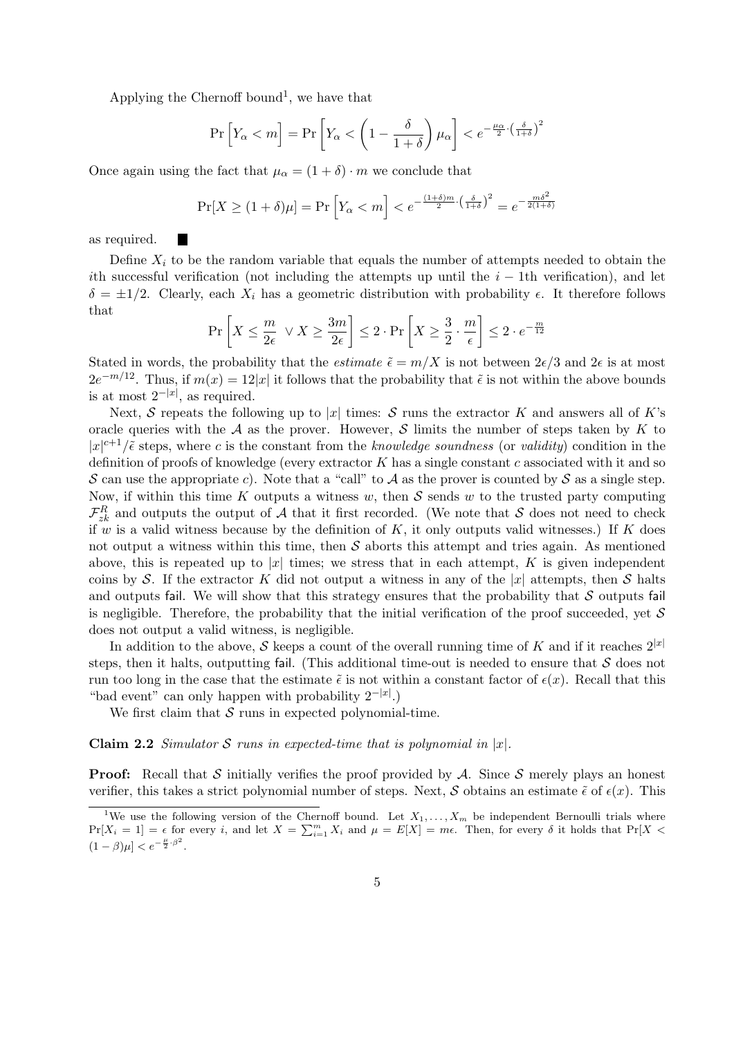Applying the Chernoff bound[1], we have that

$$\Pr\Big[Y_\alpha < m\Big] = \Pr\left[Y_\alpha < \left(1 - \frac{\delta}{1+\delta}\right)\mu_\alpha\right] < e^{-\frac{\mu_\alpha}{2}\cdot\left(\frac{\delta}{1+\delta}\right)^2}$$

Once again using the fact that $\mu_\alpha = (1+\delta)\cdot m$ we conclude that

$$\Pr[X \geq (1+\delta)\mu] = \Pr\Big[Y_\alpha < m\Big] < e^{-\frac{(1+\delta)m}{2}\cdot\left(\frac{\delta}{1+\delta}\right)^2} = e^{-\frac{m\delta^2}{2(1+\delta)}}$$

as required. ■

Define $X_i$ to be the random variable that equals the number of attempts needed to obtain the $i$th successful verification (not including the attempts up until the $i-1$th verification), and let $\delta = \pm 1/2$. Clearly, each $X_i$ has a geometric distribution with probability $\epsilon$. It therefore follows that

$$\Pr\left[X \leq \frac{m}{2\epsilon} \ \vee X \geq \frac{3m}{2\epsilon}\right] \leq 2\cdot\Pr\left[X \geq \frac{3}{2}\cdot\frac{m}{\epsilon}\right] \leq 2\cdot e^{-\frac{m}{12}}$$

Stated in words, the probability that the *estimate* $\tilde{\epsilon} = m/X$ is not between $2\epsilon/3$ and $2\epsilon$ is at most $2e^{-m/12}$. Thus, if $m(x) = 12|x|$ it follows that the probability that $\tilde{\epsilon}$ is not within the above bounds is at most $2^{-|x|}$, as required.

Next, $\mathcal{S}$ repeats the following up to $|x|$ times: $\mathcal{S}$ runs the extractor $K$ and answers all of $K$'s oracle queries with the $\mathcal{A}$ as the prover. However, $\mathcal{S}$ limits the number of steps taken by $K$ to $|x|^{c+1}/\tilde{\epsilon}$ steps, where $c$ is the constant from the *knowledge soundness* (or *validity*) condition in the definition of proofs of knowledge (every extractor $K$ has a single constant $c$ associated with it and so $\mathcal{S}$ can use the appropriate $c$). Note that a "call" to $\mathcal{A}$ as the prover is counted by $\mathcal{S}$ as a single step. Now, if within this time $K$ outputs a witness $w$, then $\mathcal{S}$ sends $w$ to the trusted party computing $\mathcal{F}_{zk}^R$ and outputs the output of $\mathcal{A}$ that it first recorded. (We note that $\mathcal{S}$ does not need to check if $w$ is a valid witness because by the definition of $K$, it only outputs valid witnesses.) If $K$ does not output a witness within this time, then $\mathcal{S}$ aborts this attempt and tries again. As mentioned above, this is repeated up to $|x|$ times; we stress that in each attempt, $K$ is given independent coins by $\mathcal{S}$. If the extractor $K$ did not output a witness in any of the $|x|$ attempts, then $\mathcal{S}$ halts and outputs fail. We will show that this strategy ensures that the probability that $\mathcal{S}$ outputs fail is negligible. Therefore, the probability that the initial verification of the proof succeeded, yet $\mathcal{S}$ does not output a valid witness, is negligible.

In addition to the above, $\mathcal{S}$ keeps a count of the overall running time of $K$ and if it reaches $2^{|x|}$ steps, then it halts, outputting fail. (This additional time-out is needed to ensure that $\mathcal{S}$ does not run too long in the case that the estimate $\tilde{\epsilon}$ is not within a constant factor of $\epsilon(x)$. Recall that this "bad event" can only happen with probability $2^{-|x|}$.)

We first claim that $\mathcal{S}$ runs in expected polynomial-time.

**Claim 2.2** *Simulator $\mathcal{S}$ runs in expected-time that is polynomial in $|x|$.*

**Proof:** Recall that $\mathcal{S}$ initially verifies the proof provided by $\mathcal{A}$. Since $\mathcal{S}$ merely plays an honest verifier, this takes a strict polynomial number of steps. Next, $\mathcal{S}$ obtains an estimate $\tilde{\epsilon}$ of $\epsilon(x)$. This

[1] We use the following version of the Chernoff bound. Let $X_1, \ldots, X_m$ be independent Bernoulli trials where $\Pr[X_i = 1] = \epsilon$ for every $i$, and let $X = \sum_{i=1}^m X_i$ and $\mu = E[X] = m\epsilon$. Then, for every $\delta$ it holds that $\Pr[X < (1-\beta)\mu] < e^{-\frac{\mu}{2}\cdot\beta^2}$.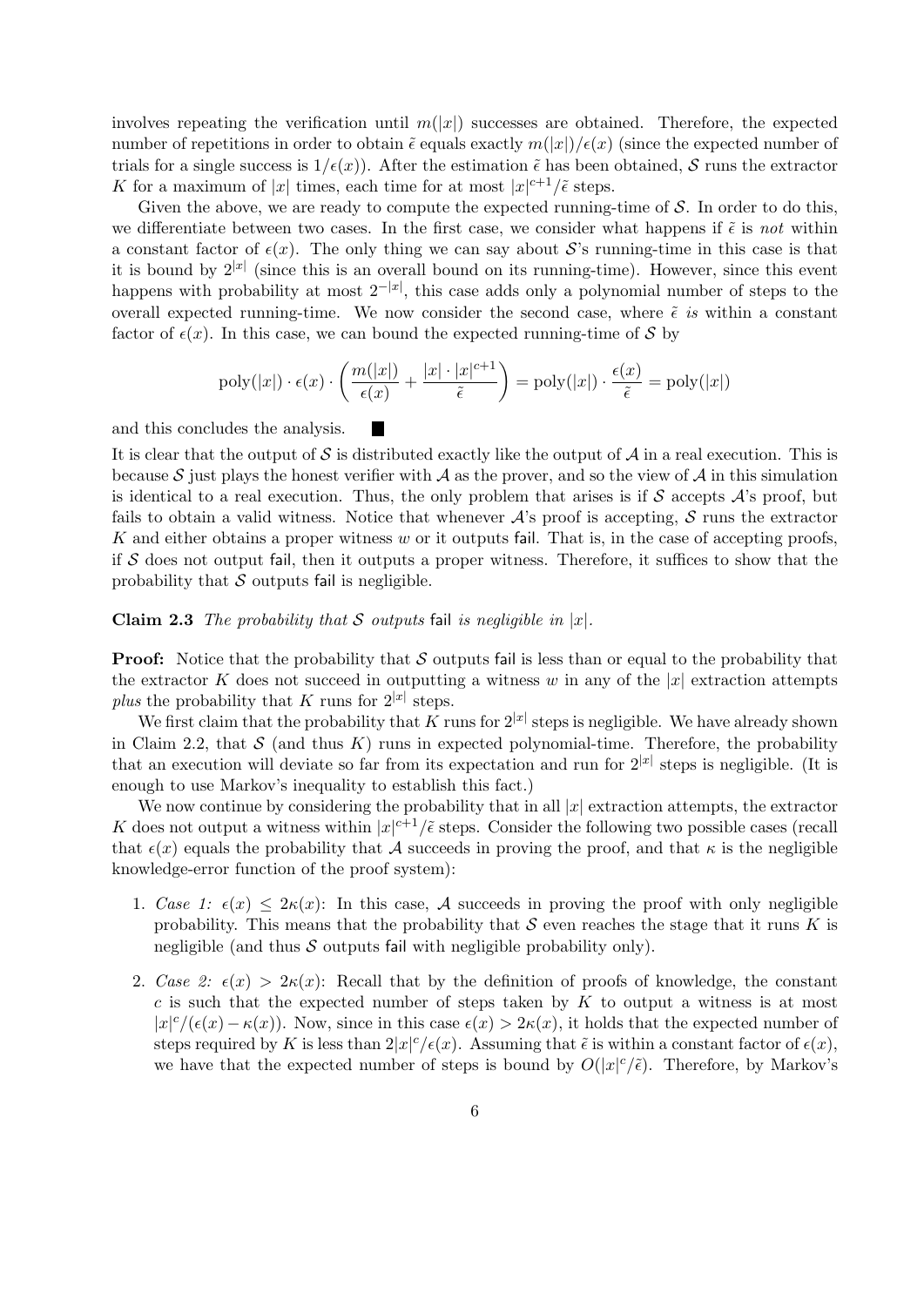involves repeating the verification until $m(|x|)$ successes are obtained. Therefore, the expected number of repetitions in order to obtain $\tilde{\epsilon}$ equals exactly $m(|x|)/\epsilon(x)$ (since the expected number of trials for a single success is $1/\epsilon(x)$). After the estimation $\tilde{\epsilon}$ has been obtained, $\mathcal{S}$ runs the extractor $K$ for a maximum of $|x|$ times, each time for at most $|x|^{c+1}/\tilde{\epsilon}$ steps.

Given the above, we are ready to compute the expected running-time of $\mathcal{S}$. In order to do this, we differentiate between two cases. In the first case, we consider what happens if $\tilde{\epsilon}$ is *not* within a constant factor of $\epsilon(x)$. The only thing we can say about $\mathcal{S}$'s running-time in this case is that it is bound by $2^{|x|}$ (since this is an overall bound on its running-time). However, since this event happens with probability at most $2^{-|x|}$, this case adds only a polynomial number of steps to the overall expected running-time. We now consider the second case, where $\tilde{\epsilon}$ *is* within a constant factor of $\epsilon(x)$. In this case, we can bound the expected running-time of $\mathcal{S}$ by

$$\text{poly}(|x|) \cdot \epsilon(x) \cdot \left( \frac{m(|x|)}{\epsilon(x)} + \frac{|x| \cdot |x|^{c+1}}{\tilde{\epsilon}} \right) = \text{poly}(|x|) \cdot \frac{\epsilon(x)}{\tilde{\epsilon}} = \text{poly}(|x|)$$

and this concludes the analysis. ■

It is clear that the output of $\mathcal{S}$ is distributed exactly like the output of $\mathcal{A}$ in a real execution. This is because $\mathcal{S}$ just plays the honest verifier with $\mathcal{A}$ as the prover, and so the view of $\mathcal{A}$ in this simulation is identical to a real execution. Thus, the only problem that arises is if $\mathcal{S}$ accepts $\mathcal{A}$'s proof, but fails to obtain a valid witness. Notice that whenever $\mathcal{A}$'s proof is accepting, $\mathcal{S}$ runs the extractor $K$ and either obtains a proper witness $w$ or it outputs fail. That is, in the case of accepting proofs, if $\mathcal{S}$ does not output fail, then it outputs a proper witness. Therefore, it suffices to show that the probability that $\mathcal{S}$ outputs fail is negligible.

**Claim 2.3** *The probability that $\mathcal{S}$ outputs* fail *is negligible in $|x|$.*

**Proof:** Notice that the probability that $\mathcal{S}$ outputs fail is less than or equal to the probability that the extractor $K$ does not succeed in outputting a witness $w$ in any of the $|x|$ extraction attempts *plus* the probability that $K$ runs for $2^{|x|}$ steps.

We first claim that the probability that $K$ runs for $2^{|x|}$ steps is negligible. We have already shown in Claim 2.2, that $\mathcal{S}$ (and thus $K$) runs in expected polynomial-time. Therefore, the probability that an execution will deviate so far from its expectation and run for $2^{|x|}$ steps is negligible. (It is enough to use Markov's inequality to establish this fact.)

We now continue by considering the probability that in all $|x|$ extraction attempts, the extractor $K$ does not output a witness within $|x|^{c+1}/\tilde{\epsilon}$ steps. Consider the following two possible cases (recall that $\epsilon(x)$ equals the probability that $\mathcal{A}$ succeeds in proving the proof, and that $\kappa$ is the negligible knowledge-error function of the proof system):

1. *Case 1:* $\epsilon(x) \leq 2\kappa(x)$: In this case, $\mathcal{A}$ succeeds in proving the proof with only negligible probability. This means that the probability that $\mathcal{S}$ even reaches the stage that it runs $K$ is negligible (and thus $\mathcal{S}$ outputs fail with negligible probability only).
2. *Case 2:* $\epsilon(x) > 2\kappa(x)$: Recall that by the definition of proofs of knowledge, the constant $c$ is such that the expected number of steps taken by $K$ to output a witness is at most $|x|^c/(\epsilon(x) - \kappa(x))$. Now, since in this case $\epsilon(x) > 2\kappa(x)$, it holds that the expected number of steps required by $K$ is less than $2|x|^c/\epsilon(x)$. Assuming that $\tilde{\epsilon}$ is within a constant factor of $\epsilon(x)$, we have that the expected number of steps is bound by $O(|x|^c/\tilde{\epsilon})$. Therefore, by Markov's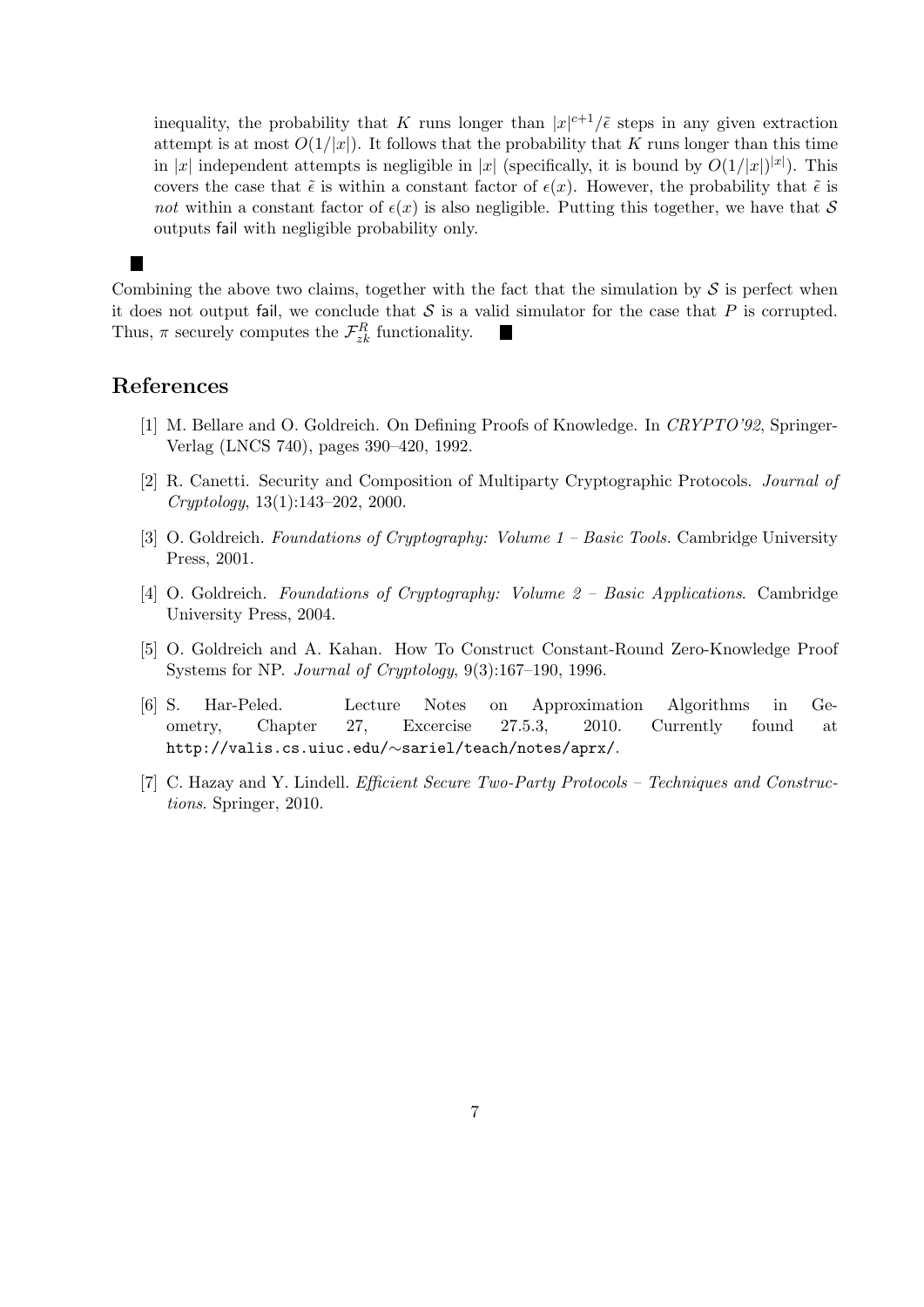inequality, the probability that $K$ runs longer than $|x|^{c+1}/\tilde{\epsilon}$ steps in any given extraction attempt is at most $O(1/|x|)$. It follows that the probability that $K$ runs longer than this time in $|x|$ independent attempts is negligible in $|x|$ (specifically, it is bound by $O(1/|x|)^{|x|}$). This covers the case that $\tilde{\epsilon}$ is within a constant factor of $\epsilon(x)$. However, the probability that $\tilde{\epsilon}$ is *not* within a constant factor of $\epsilon(x)$ is also negligible. Putting this together, we have that $\mathcal{S}$ outputs fail with negligible probability only.

■

Combining the above two claims, together with the fact that the simulation by $\mathcal{S}$ is perfect when it does not output fail, we conclude that $\mathcal{S}$ is a valid simulator for the case that $P$ is corrupted. Thus, $\pi$ securely computes the $\mathcal{F}_{zk}^{R}$ functionality. ■

## References

[1] M. Bellare and O. Goldreich. On Defining Proofs of Knowledge. In *CRYPTO'92*, Springer-Verlag (LNCS 740), pages 390–420, 1992.

[2] R. Canetti. Security and Composition of Multiparty Cryptographic Protocols. *Journal of Cryptology*, 13(1):143–202, 2000.

[3] O. Goldreich. *Foundations of Cryptography: Volume 1 – Basic Tools.* Cambridge University Press, 2001.

[4] O. Goldreich. *Foundations of Cryptography: Volume 2 – Basic Applications*. Cambridge University Press, 2004.

[5] O. Goldreich and A. Kahan. How To Construct Constant-Round Zero-Knowledge Proof Systems for NP. *Journal of Cryptology*, 9(3):167–190, 1996.

[6] S. Har-Peled. Lecture Notes on Approximation Algorithms in Geometry, Chapter 27, Excercise 27.5.3, 2010. Currently found at http://valis.cs.uiuc.edu/∼sariel/teach/notes/aprx/.

[7] C. Hazay and Y. Lindell. *Efficient Secure Two-Party Protocols – Techniques and Constructions*. Springer, 2010.